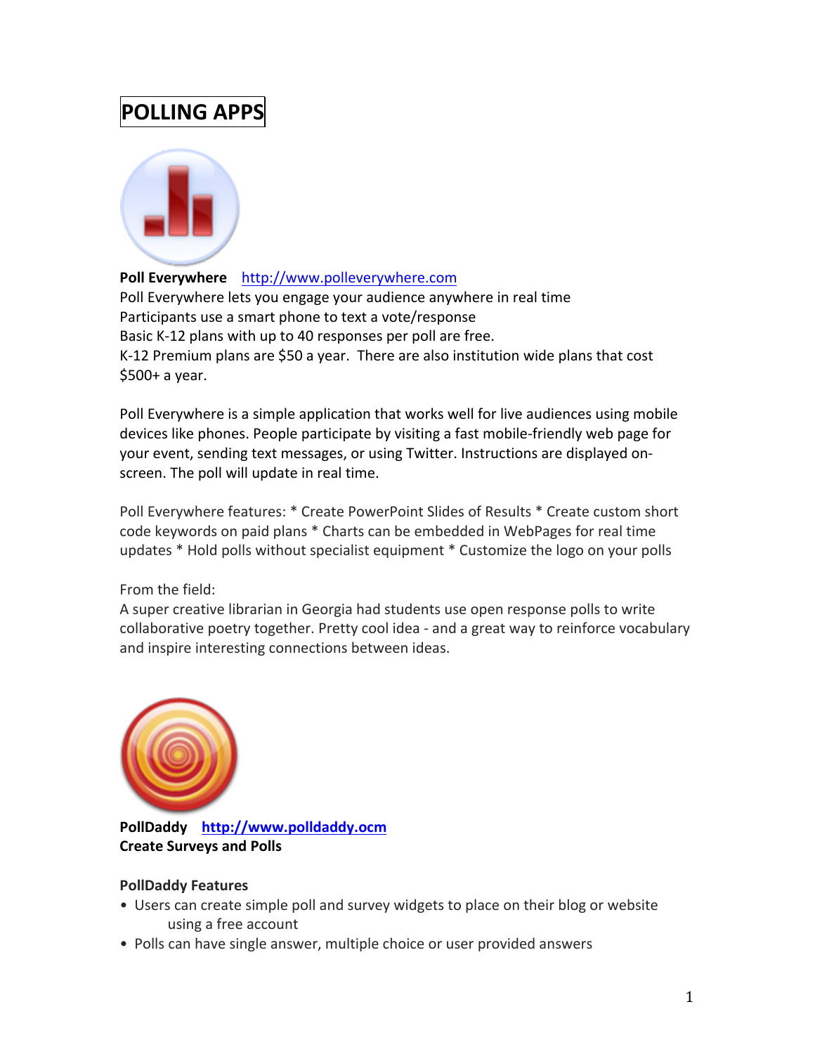# POLLING APPS

**Poll Everywhere** http://www.polleverywhere.com
Poll Everywhere lets you engage your audience anywhere in real time
Participants use a smart phone to text a vote/response
Basic K-12 plans with up to 40 responses per poll are free.
K-12 Premium plans are $50 a year. There are also institution wide plans that cost $500+ a year.

Poll Everywhere is a simple application that works well for live audiences using mobile devices like phones. People participate by visiting a fast mobile-friendly web page for your event, sending text messages, or using Twitter. Instructions are displayed on-screen. The poll will update in real time.

Poll Everywhere features: * Create PowerPoint Slides of Results * Create custom short code keywords on paid plans * Charts can be embedded in WebPages for real time updates * Hold polls without specialist equipment * Customize the logo on your polls

From the field:
A super creative librarian in Georgia had students use open response polls to write collaborative poetry together. Pretty cool idea - and a great way to reinforce vocabulary and inspire interesting connections between ideas.

**PollDaddy** **http://www.polldaddy.ocm**
**Create Surveys and Polls**

**PollDaddy Features**

- Users can create simple poll and survey widgets to place on their blog or website using a free account
- Polls can have single answer, multiple choice or user provided answers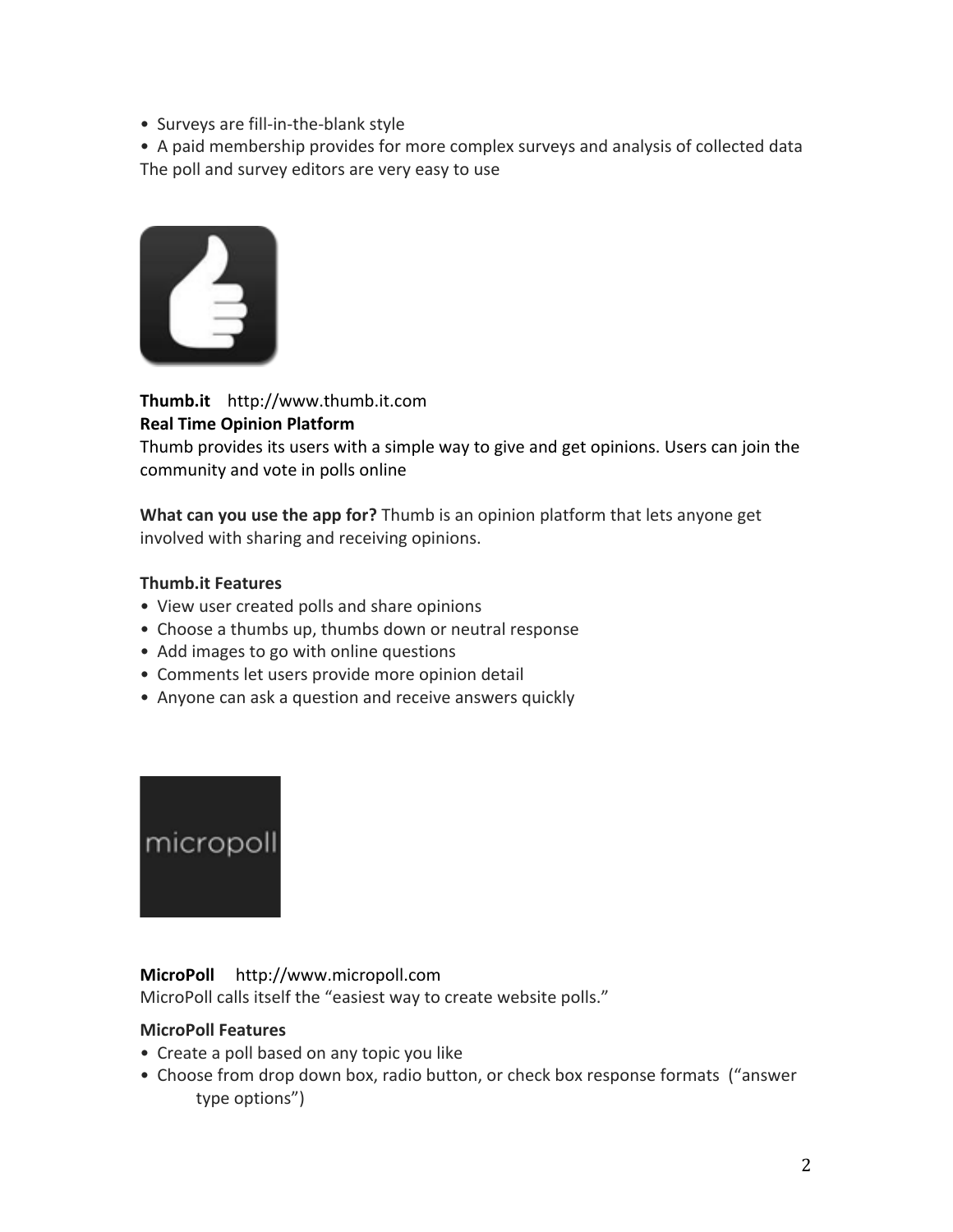- Surveys are fill-in-the-blank style
- A paid membership provides for more complex surveys and analysis of collected data

The poll and survey editors are very easy to use

**Thumb.it** http://www.thumb.it.com
**Real Time Opinion Platform**
Thumb provides its users with a simple way to give and get opinions. Users can join the community and vote in polls online

**What can you use the app for?** Thumb is an opinion platform that lets anyone get involved with sharing and receiving opinions.

**Thumb.it Features**

- View user created polls and share opinions
- Choose a thumbs up, thumbs down or neutral response
- Add images to go with online questions
- Comments let users provide more opinion detail
- Anyone can ask a question and receive answers quickly

**MicroPoll** http://www.micropoll.com
MicroPoll calls itself the "easiest way to create website polls."

**MicroPoll Features**

- Create a poll based on any topic you like
- Choose from drop down box, radio button, or check box response formats ("answer type options")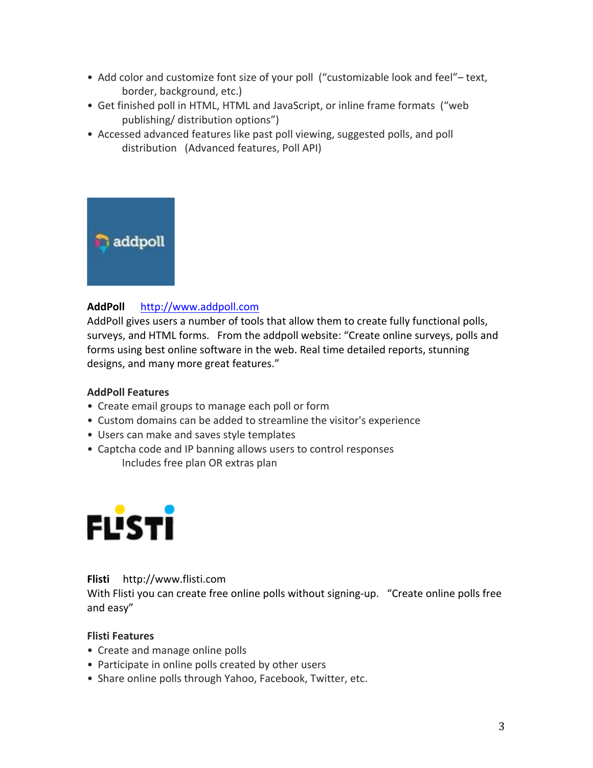- Add color and customize font size of your poll ("customizable look and feel"– text, border, background, etc.)
- Get finished poll in HTML, HTML and JavaScript, or inline frame formats ("web publishing/ distribution options")
- Accessed advanced features like past poll viewing, suggested polls, and poll distribution (Advanced features, Poll API)

**AddPoll** http://www.addpoll.com
AddPoll gives users a number of tools that allow them to create fully functional polls, surveys, and HTML forms. From the addpoll website: "Create online surveys, polls and forms using best online software in the web. Real time detailed reports, stunning designs, and many more great features."

**AddPoll Features**

- Create email groups to manage each poll or form
- Custom domains can be added to streamline the visitor's experience
- Users can make and saves style templates
- Captcha code and IP banning allows users to control responses
  Includes free plan OR extras plan

**Flisti** http://www.flisti.com
With Flisti you can create free online polls without signing-up. "Create online polls free and easy"

**Flisti Features**

- Create and manage online polls
- Participate in online polls created by other users
- Share online polls through Yahoo, Facebook, Twitter, etc.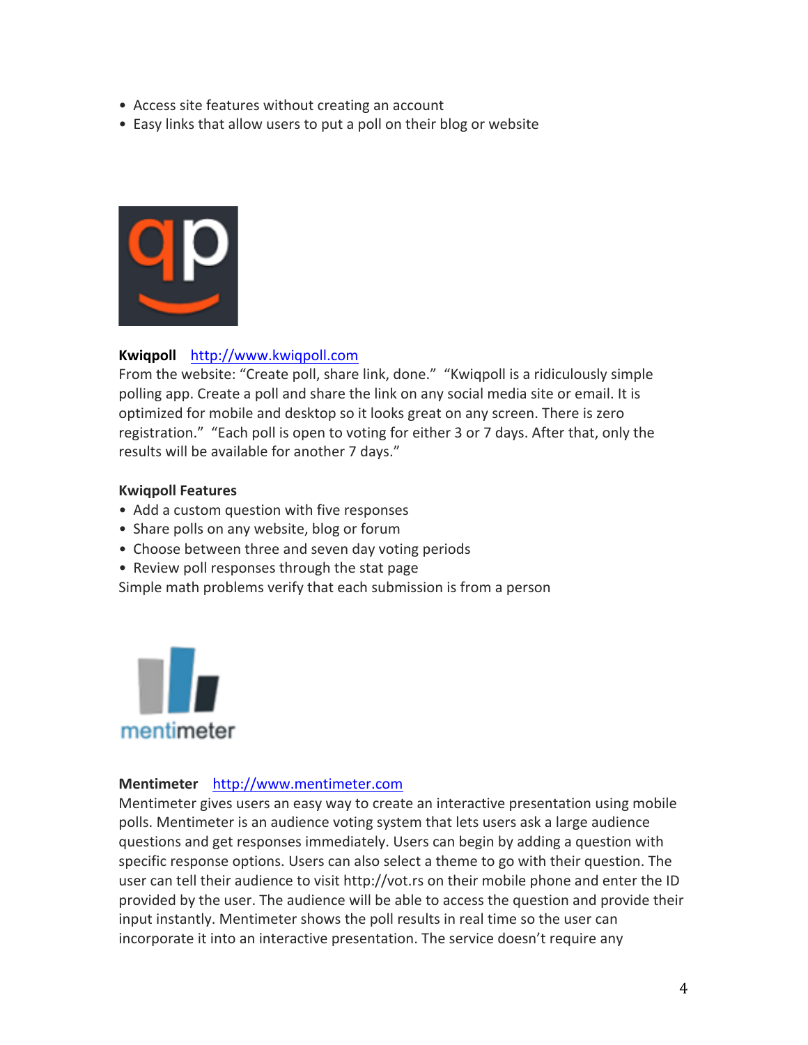- Access site features without creating an account
- Easy links that allow users to put a poll on their blog or website

**Kwiqpoll** [http://www.kwiqpoll.com](http://www.kwiqpoll.com)
From the website: "Create poll, share link, done." "Kwiqpoll is a ridiculously simple polling app. Create a poll and share the link on any social media site or email. It is optimized for mobile and desktop so it looks great on any screen. There is zero registration." "Each poll is open to voting for either 3 or 7 days. After that, only the results will be available for another 7 days."

**Kwiqpoll Features**

- Add a custom question with five responses
- Share polls on any website, blog or forum
- Choose between three and seven day voting periods
- Review poll responses through the stat page

Simple math problems verify that each submission is from a person

**Mentimeter** [http://www.mentimeter.com](http://www.mentimeter.com)
Mentimeter gives users an easy way to create an interactive presentation using mobile polls. Mentimeter is an audience voting system that lets users ask a large audience questions and get responses immediately. Users can begin by adding a question with specific response options. Users can also select a theme to go with their question. The user can tell their audience to visit http://vot.rs on their mobile phone and enter the ID provided by the user. The audience will be able to access the question and provide their input instantly. Mentimeter shows the poll results in real time so the user can incorporate it into an interactive presentation. The service doesn't require any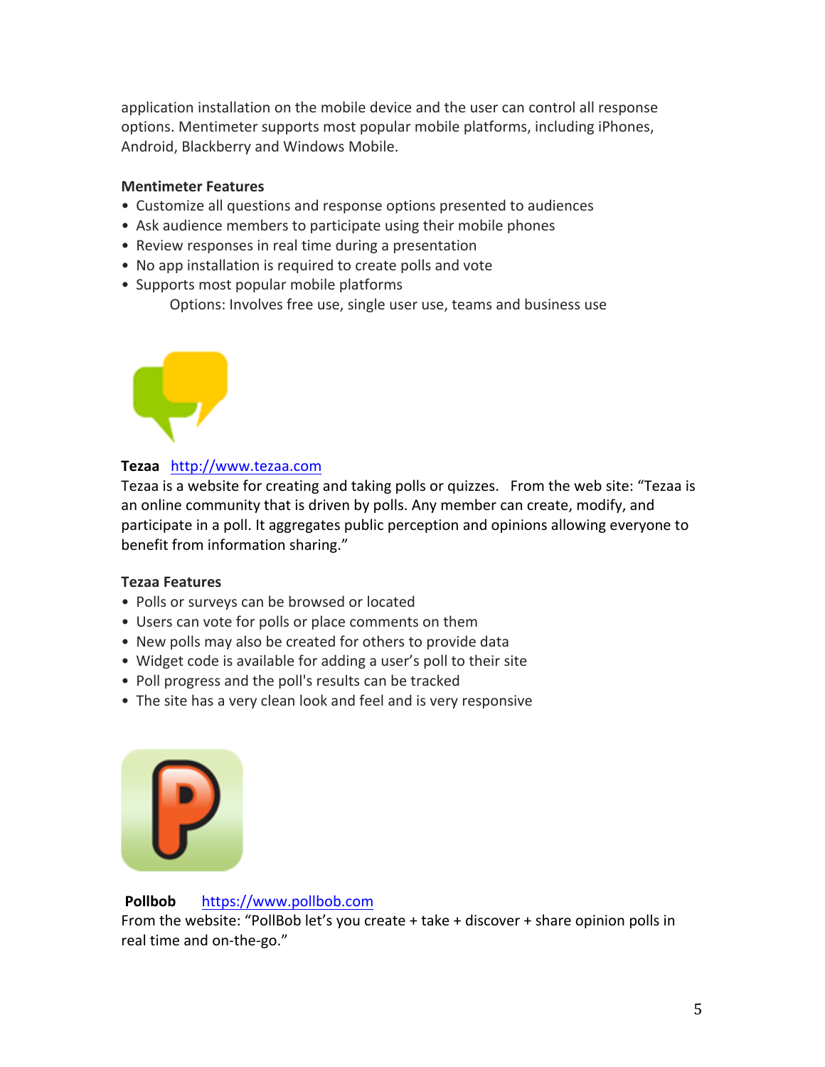application installation on the mobile device and the user can control all response options. Mentimeter supports most popular mobile platforms, including iPhones, Android, Blackberry and Windows Mobile.

**Mentimeter Features**

- Customize all questions and response options presented to audiences
- Ask audience members to participate using their mobile phones
- Review responses in real time during a presentation
- No app installation is required to create polls and vote
- Supports most popular mobile platforms

Options: Involves free use, single user use, teams and business use

**Tezaa** [http://www.tezaa.com](http://www.tezaa.com)

Tezaa is a website for creating and taking polls or quizzes. From the web site: "Tezaa is an online community that is driven by polls. Any member can create, modify, and participate in a poll. It aggregates public perception and opinions allowing everyone to benefit from information sharing."

**Tezaa Features**

- Polls or surveys can be browsed or located
- Users can vote for polls or place comments on them
- New polls may also be created for others to provide data
- Widget code is available for adding a user's poll to their site
- Poll progress and the poll's results can be tracked
- The site has a very clean look and feel and is very responsive

**Pollbob** [https://www.pollbob.com](https://www.pollbob.com)

From the website: "PollBob let's you create + take + discover + share opinion polls in real time and on-the-go."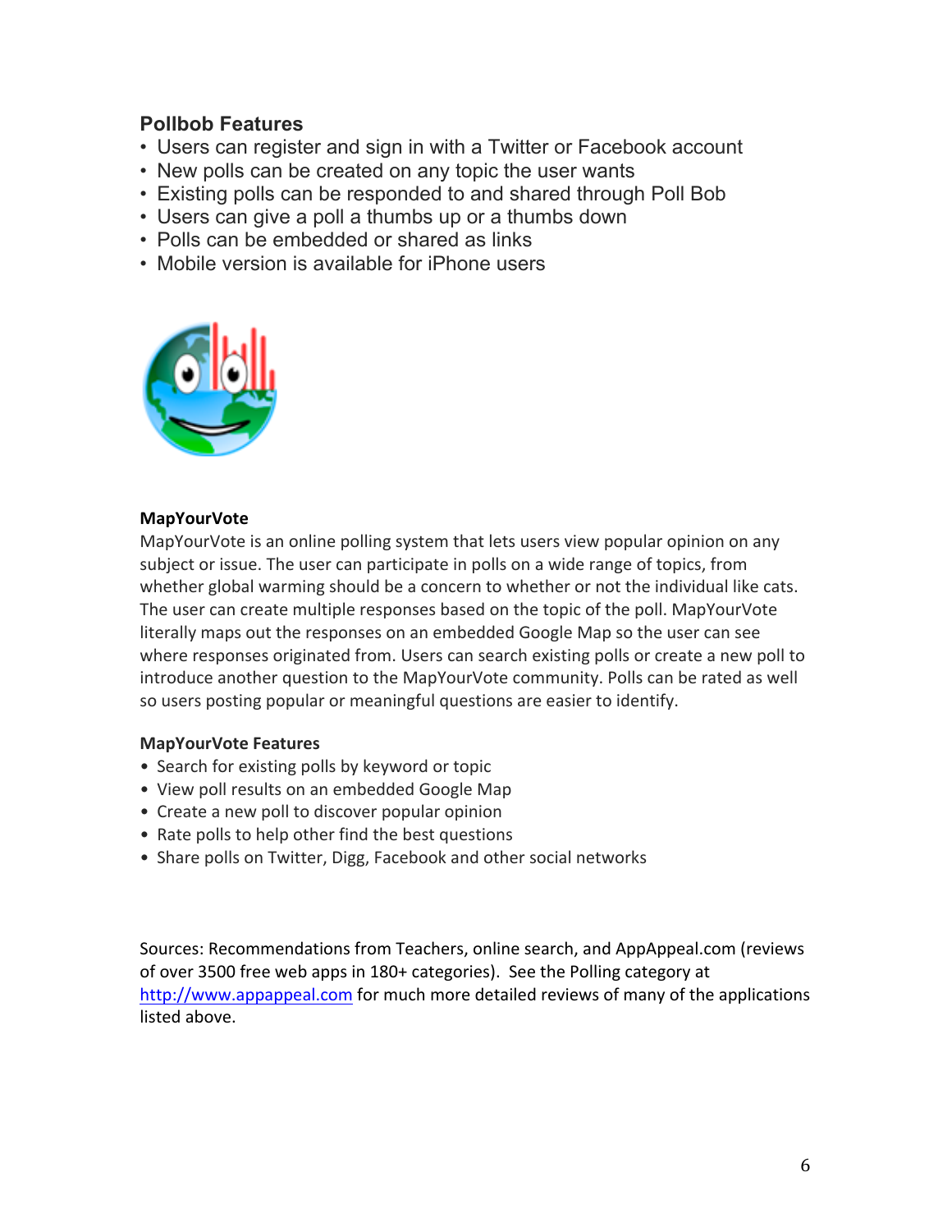### Pollbob Features

- Users can register and sign in with a Twitter or Facebook account
- New polls can be created on any topic the user wants
- Existing polls can be responded to and shared through Poll Bob
- Users can give a poll a thumbs up or a thumbs down
- Polls can be embedded or shared as links
- Mobile version is available for iPhone users

**MapYourVote**

MapYourVote is an online polling system that lets users view popular opinion on any subject or issue. The user can participate in polls on a wide range of topics, from whether global warming should be a concern to whether or not the individual like cats. The user can create multiple responses based on the topic of the poll. MapYourVote literally maps out the responses on an embedded Google Map so the user can see where responses originated from. Users can search existing polls or create a new poll to introduce another question to the MapYourVote community. Polls can be rated as well so users posting popular or meaningful questions are easier to identify.

**MapYourVote Features**

- Search for existing polls by keyword or topic
- View poll results on an embedded Google Map
- Create a new poll to discover popular opinion
- Rate polls to help other find the best questions
- Share polls on Twitter, Digg, Facebook and other social networks

Sources: Recommendations from Teachers, online search, and AppAppeal.com (reviews of over 3500 free web apps in 180+ categories). See the Polling category at http://www.appappeal.com for much more detailed reviews of many of the applications listed above.